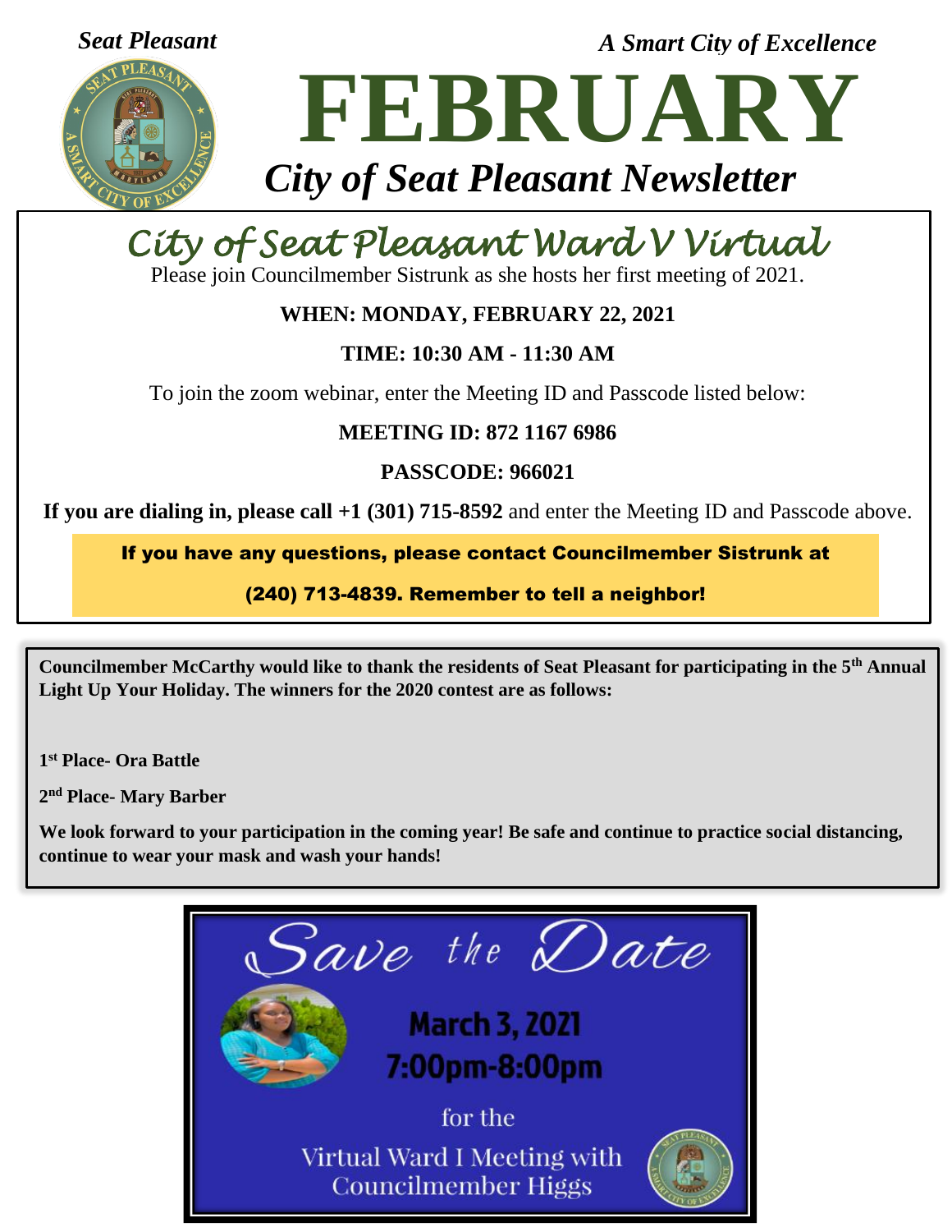*Seat Pleasant* *A Smart City of Excellence*

# FEBRUARY

## *City of Seat Pleasant Newsletter*

## City of Seat Pleasant Ward V Virtual

Please join Councilmember Sistrunk as she hosts her first meeting of 2021.

**WHEN: MONDAY, FEBRUARY 22, 2021**

**TIME: 10:30 AM - 11:30 AM**

To join the zoom webinar, enter the Meeting ID and Passcode listed below:

**MEETING ID: 872 1167 6986**

**PASSCODE: 966021**

**If you are dialing in, please call +1 (301) 715-8592** and enter the Meeting ID and Passcode above.

**If you have any questions, please contact Councilmember Sistrunk at (240) 713-4839. Remember to tell a neighbor!**

**Councilmember McCarthy would like to thank the residents of Seat Pleasant for participating in the 5th Annual Light Up Your Holiday. The winners for the 2020 contest are as follows:**

**1st Place- Ora Battle**

**2nd Place- Mary Barber**

**We look forward to your participation in the coming year! Be safe and continue to practice social distancing, continue to wear your mask and wash your hands!**

## Save the Date

**March 3, 2021**
**7:00pm-8:00pm**

for the

Virtual Ward I Meeting with Councilmember Higgs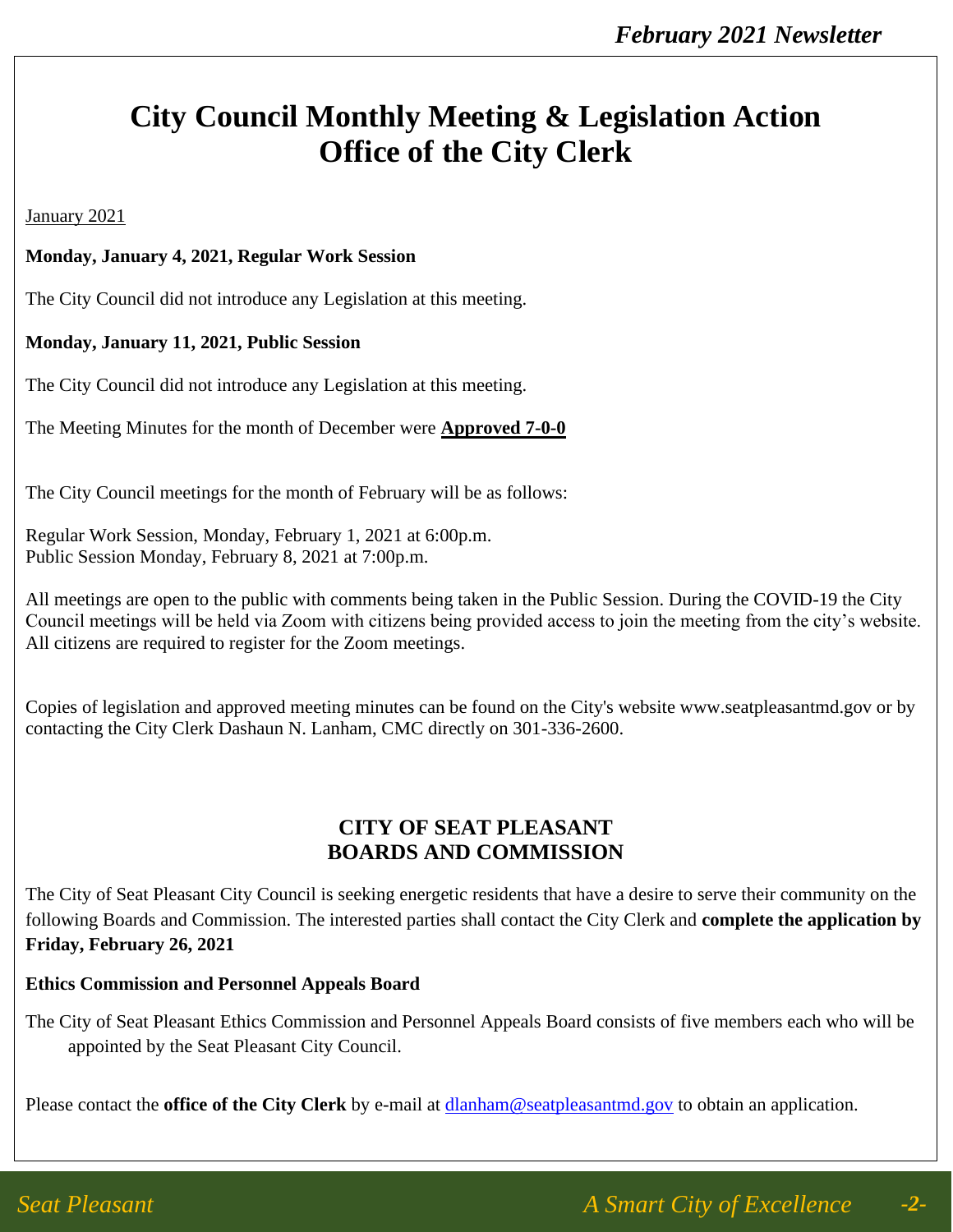# City Council Monthly Meeting & Legislation Action
# Office of the City Clerk

January 2021

**Monday, January 4, 2021, Regular Work Session**

The City Council did not introduce any Legislation at this meeting.

**Monday, January 11, 2021, Public Session**

The City Council did not introduce any Legislation at this meeting.

The Meeting Minutes for the month of December were **Approved 7-0-0**

The City Council meetings for the month of February will be as follows:

Regular Work Session, Monday, February 1, 2021 at 6:00p.m.
Public Session Monday, February 8, 2021 at 7:00p.m.

All meetings are open to the public with comments being taken in the Public Session. During the COVID-19 the City Council meetings will be held via Zoom with citizens being provided access to join the meeting from the city's website. All citizens are required to register for the Zoom meetings.

Copies of legislation and approved meeting minutes can be found on the City's website www.seatpleasantmd.gov or by contacting the City Clerk Dashaun N. Lanham, CMC directly on 301-336-2600.

## CITY OF SEAT PLEASANT
## BOARDS AND COMMISSION

The City of Seat Pleasant City Council is seeking energetic residents that have a desire to serve their community on the following Boards and Commission. The interested parties shall contact the City Clerk and **complete the application by Friday, February 26, 2021**

**Ethics Commission and Personnel Appeals Board**

The City of Seat Pleasant Ethics Commission and Personnel Appeals Board consists of five members each who will be appointed by the Seat Pleasant City Council.

Please contact the **office of the City Clerk** by e-mail at dlanham@seatpleasantmd.gov to obtain an application.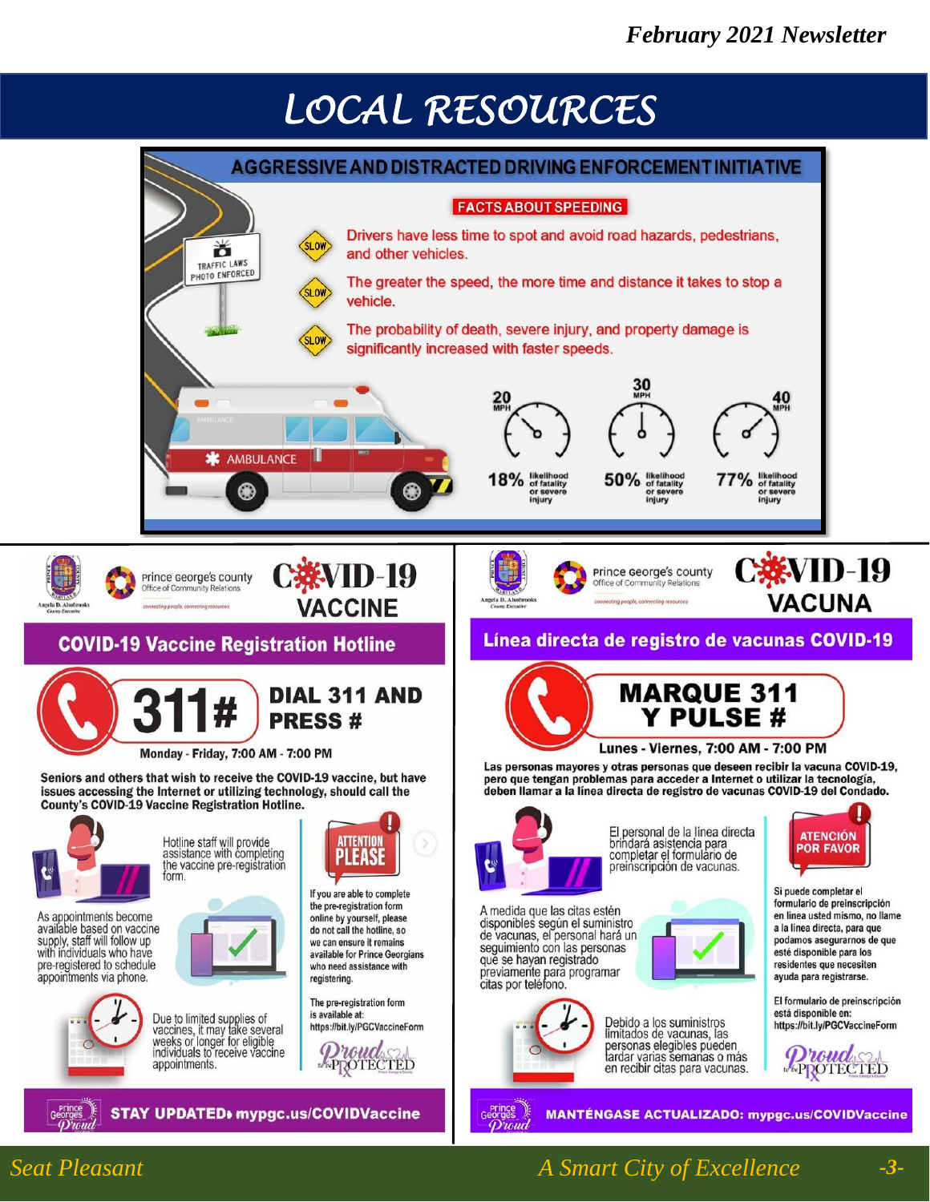# LOCAL RESOURCES

## AGGRESSIVE AND DISTRACTED DRIVING ENFORCEMENT INITIATIVE

TRAFFIC LAWS PHOTO ENFORCED

### FACTS ABOUT SPEEDING

- Drivers have less time to spot and avoid road hazards, pedestrians, and other vehicles.
- The greater the speed, the more time and distance it takes to stop a vehicle.
- The probability of death, severe injury, and property damage is significantly increased with faster speeds.

| 20 MPH | 30 MPH | 40 MPH |
|---|---|---|
| 18% likelihood of fatality or severe injury | 50% likelihood of fatality or severe injury | 77% likelihood of fatality or severe injury |

---

Prince George's County Office of Community Relations — *connecting people, connecting resources*

Angela D. Alsobrooks, County Executive

## COVID-19 VACCINE

### COVID-19 Vaccine Registration Hotline

**311# DIAL 311 AND PRESS #**

**Monday - Friday, 7:00 AM - 7:00 PM**

**Seniors and others that wish to receive the COVID-19 vaccine, but have issues accessing the Internet or utilizing technology, should call the County's COVID-19 Vaccine Registration Hotline.**

Hotline staff will provide assistance with completing the vaccine pre-registration form.

As appointments become available based on vaccine supply, staff will follow up with individuals who have pre-registered to schedule appointments via phone.

Due to limited supplies of vaccines, it may take several weeks or longer for eligible individuals to receive vaccine appointments.

**ATTENTION PLEASE**

If you are able to complete the pre-registration form online by yourself, please do not call the hotline, so we can ensure it remains available for Prince Georgians who need assistance with registering.

The pre-registration form is available at: https://bit.ly/PGCVaccineForm

Proud to be PROTECTED

**STAY UPDATED: mypgc.us/COVIDVaccine**

---

Prince George's County Office of Community Relations — *connecting people, connecting resources*

Angela D. Alsobrooks, County Executive

## COVID-19 VACUNA

### Línea directa de registro de vacunas COVID-19

**MARQUE 311 Y PULSE #**

**Lunes - Viernes, 7:00 AM - 7:00 PM**

**Las personas mayores y otras personas que deseen recibir la vacuna COVID-19, pero que tengan problemas para acceder a Internet o utilizar la tecnología, deben llamar a la línea directa de registro de vacunas COVID-19 del Condado.**

El personal de la línea directa brindará asistencia para completar el formulario de preinscripción de vacunas.

A medida que las citas estén disponibles según el suministro de vacunas, el personal hará un seguimiento con las personas que se hayan registrado previamente para programar citas por teléfono.

Debido a los suministros limitados de vacunas, las personas elegibles pueden tardar varias semanas o más en recibir citas para vacunas.

**ATENCIÓN POR FAVOR**

Si puede completar el formulario de preinscripción en línea usted mismo, no llame a la línea directa, para que podamos asegurarnos de que esté disponible para los residentes que necesiten ayuda para registrarse.

El formulario de preinscripción está disponible en: https://bit.ly/PGCVaccineForm

Proud to be PROTECTED

**MANTÉNGASE ACTUALIZADO: mypgc.us/COVIDVaccine**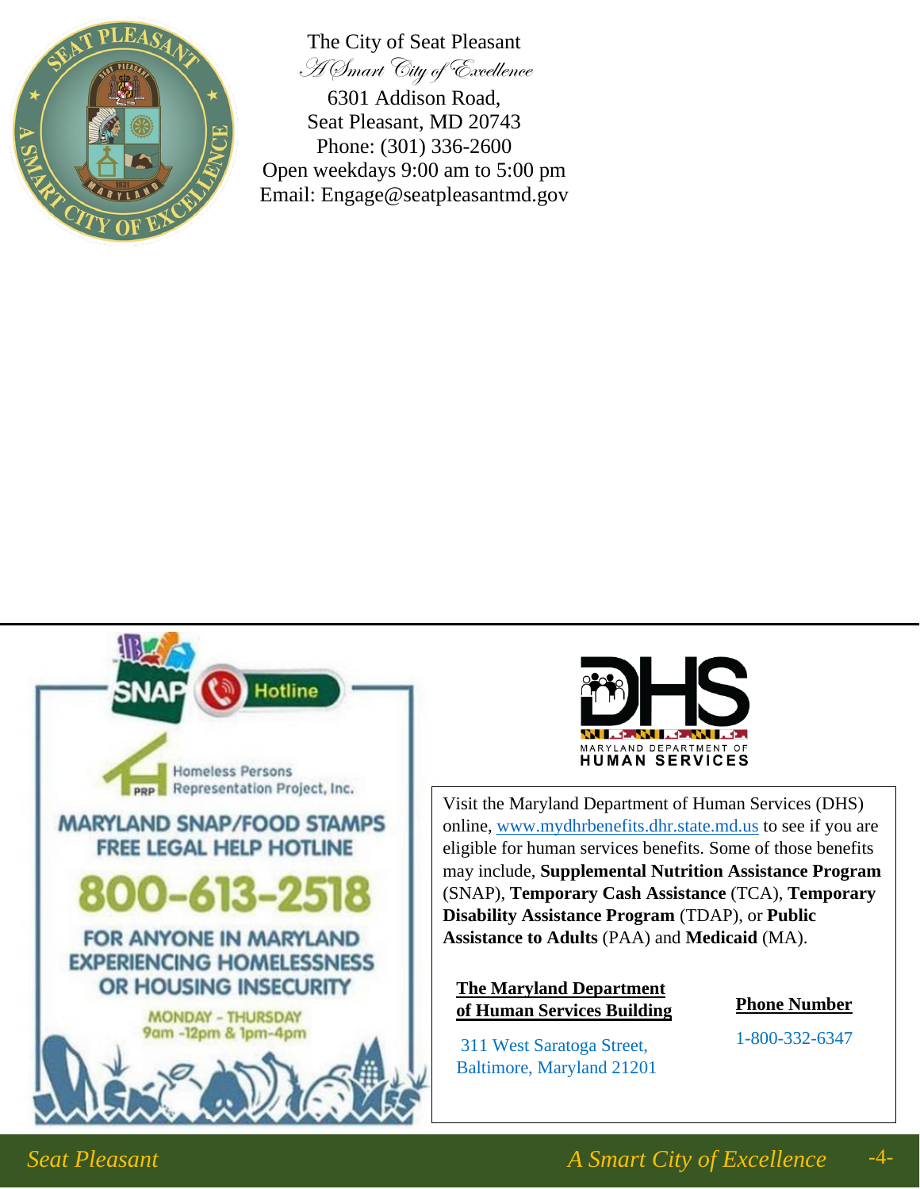The City of Seat Pleasant

*A Smart City of Excellence*

6301 Addison Road,
Seat Pleasant, MD 20743
Phone: (301) 336-2600
Open weekdays 9:00 am to 5:00 pm
Email: Engage@seatpleasantmd.gov

SNAP Hotline

Homeless Persons Representation Project, Inc.

**MARYLAND SNAP/FOOD STAMPS FREE LEGAL HELP HOTLINE**

**800-613-2518**

**FOR ANYONE IN MARYLAND EXPERIENCING HOMELESSNESS OR HOUSING INSECURITY**

MONDAY - THURSDAY
9am -12pm & 1pm-4pm

DHS
MARYLAND DEPARTMENT OF HUMAN SERVICES

Visit the Maryland Department of Human Services (DHS) online, www.mydhrbenefits.dhr.state.md.us to see if you are eligible for human services benefits. Some of those benefits may include, **Supplemental Nutrition Assistance Program** (SNAP), **Temporary Cash Assistance** (TCA), **Temporary Disability Assistance Program** (TDAP), or **Public Assistance to Adults** (PAA) and **Medicaid** (MA).

| The Maryland Department of Human Services Building | Phone Number |
|---|---|
| 311 West Saratoga Street, Baltimore, Maryland 21201 | 1-800-332-6347 |